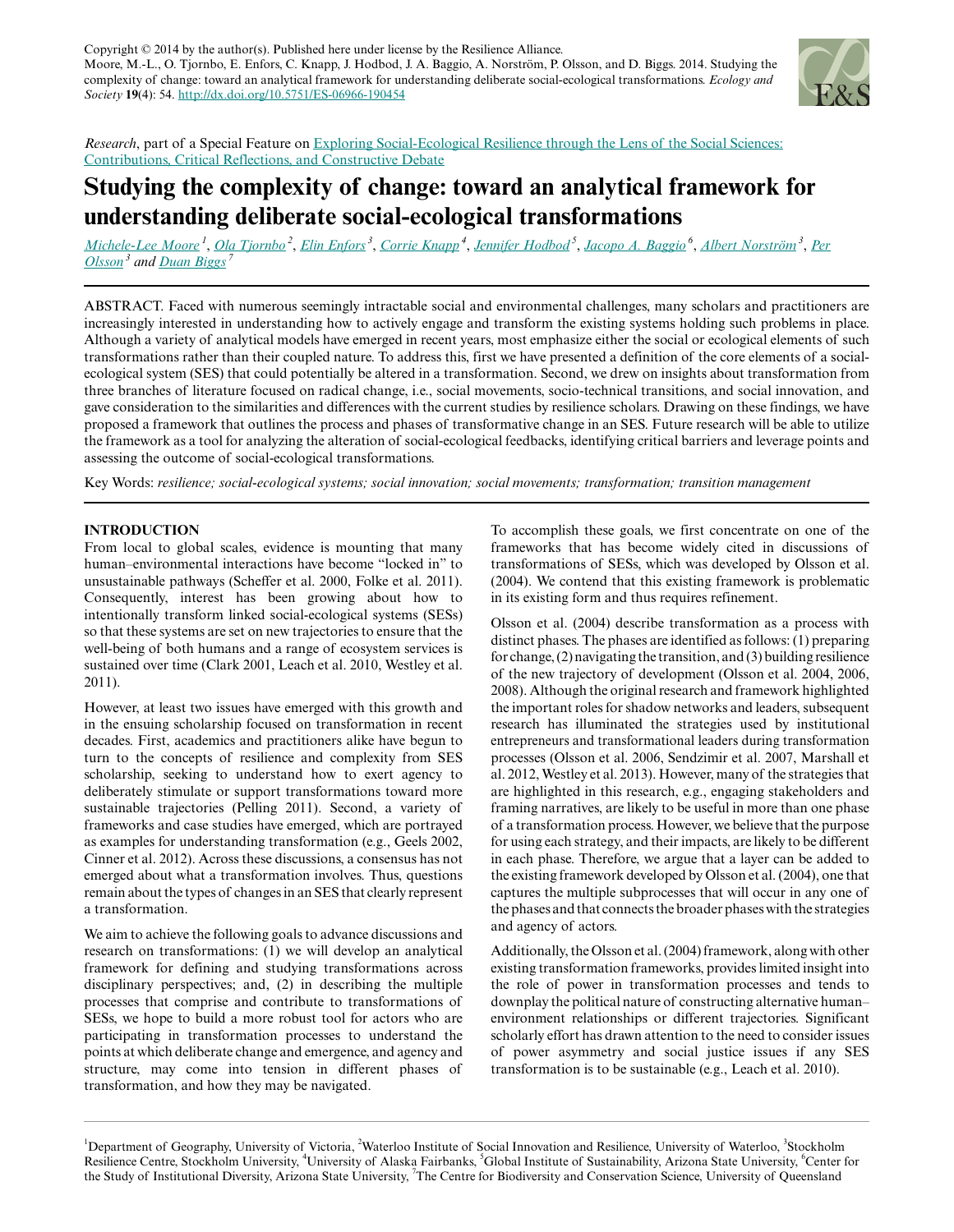Copyright © 2014 by the author(s). Published here under license by the Resilience Alliance.
Moore, M.-L., O. Tjornbo, E. Enfors, C. Knapp, J. Hodbod, J. A. Baggio, A. Norström, P. Olsson, and D. Biggs. 2014. Studying the complexity of change: toward an analytical framework for understanding deliberate social-ecological transformations. *Ecology and Society* **19**(4): 54. http://dx.doi.org/10.5751/ES-06966-190454

*Research*, part of a Special Feature on Exploring Social-Ecological Resilience through the Lens of the Social Sciences: Contributions, Critical Reflections, and Constructive Debate

# Studying the complexity of change: toward an analytical framework for understanding deliberate social-ecological transformations

Michele-Lee Moore[1], Ola Tjornbo[2], Elin Enfors[3], Corrie Knapp[4], Jennifer Hodbod[5], Jacopo A. Baggio[6], Albert Norström[3], Per Olsson[3] and Duan Biggs[7]

ABSTRACT. Faced with numerous seemingly intractable social and environmental challenges, many scholars and practitioners are increasingly interested in understanding how to actively engage and transform the existing systems holding such problems in place. Although a variety of analytical models have emerged in recent years, most emphasize either the social or ecological elements of such transformations rather than their coupled nature. To address this, first we have presented a definition of the core elements of a social-ecological system (SES) that could potentially be altered in a transformation. Second, we drew on insights about transformation from three branches of literature focused on radical change, i.e., social movements, socio-technical transitions, and social innovation, and gave consideration to the similarities and differences with the current studies by resilience scholars. Drawing on these findings, we have proposed a framework that outlines the process and phases of transformative change in an SES. Future research will be able to utilize the framework as a tool for analyzing the alteration of social-ecological feedbacks, identifying critical barriers and leverage points and assessing the outcome of social-ecological transformations.

Key Words: *resilience; social-ecological systems; social innovation; social movements; transformation; transition management*

## INTRODUCTION

From local to global scales, evidence is mounting that many human–environmental interactions have become "locked in" to unsustainable pathways (Scheffer et al. 2000, Folke et al. 2011). Consequently, interest has been growing about how to intentionally transform linked social-ecological systems (SESs) so that these systems are set on new trajectories to ensure that the well-being of both humans and a range of ecosystem services is sustained over time (Clark 2001, Leach et al. 2010, Westley et al. 2011).

However, at least two issues have emerged with this growth and in the ensuing scholarship focused on transformation in recent decades. First, academics and practitioners alike have begun to turn to the concepts of resilience and complexity from SES scholarship, seeking to understand how to exert agency to deliberately stimulate or support transformations toward more sustainable trajectories (Pelling 2011). Second, a variety of frameworks and case studies have emerged, which are portrayed as examples for understanding transformation (e.g., Geels 2002, Cinner et al. 2012). Across these discussions, a consensus has not emerged about what a transformation involves. Thus, questions remain about the types of changes in an SES that clearly represent a transformation.

We aim to achieve the following goals to advance discussions and research on transformations: (1) we will develop an analytical framework for defining and studying transformations across disciplinary perspectives; and, (2) in describing the multiple processes that comprise and contribute to transformations of SESs, we hope to build a more robust tool for actors who are participating in transformation processes to understand the points at which deliberate change and emergence, and agency and structure, may come into tension in different phases of transformation, and how they may be navigated.

To accomplish these goals, we first concentrate on one of the frameworks that has become widely cited in discussions of transformations of SESs, which was developed by Olsson et al. (2004). We contend that this existing framework is problematic in its existing form and thus requires refinement.

Olsson et al. (2004) describe transformation as a process with distinct phases. The phases are identified as follows: (1) preparing for change, (2) navigating the transition, and (3) building resilience of the new trajectory of development (Olsson et al. 2004, 2006, 2008). Although the original research and framework highlighted the important roles for shadow networks and leaders, subsequent research has illuminated the strategies used by institutional entrepreneurs and transformational leaders during transformation processes (Olsson et al. 2006, Sendzimir et al. 2007, Marshall et al. 2012, Westley et al. 2013). However, many of the strategies that are highlighted in this research, e.g., engaging stakeholders and framing narratives, are likely to be useful in more than one phase of a transformation process. However, we believe that the purpose for using each strategy, and their impacts, are likely to be different in each phase. Therefore, we argue that a layer can be added to the existing framework developed by Olsson et al. (2004), one that captures the multiple subprocesses that will occur in any one of the phases and that connects the broader phases with the strategies and agency of actors.

Additionally, the Olsson et al. (2004) framework, along with other existing transformation frameworks, provides limited insight into the role of power in transformation processes and tends to downplay the political nature of constructing alternative human–environment relationships or different trajectories. Significant scholarly effort has drawn attention to the need to consider issues of power asymmetry and social justice issues if any SES transformation is to be sustainable (e.g., Leach et al. 2010).

[1]Department of Geography, University of Victoria, [2]Waterloo Institute of Social Innovation and Resilience, University of Waterloo, [3]Stockholm Resilience Centre, Stockholm University, [4]University of Alaska Fairbanks, [5]Global Institute of Sustainability, Arizona State University, [6]Center for the Study of Institutional Diversity, Arizona State University, [7]The Centre for Biodiversity and Conservation Science, University of Queensland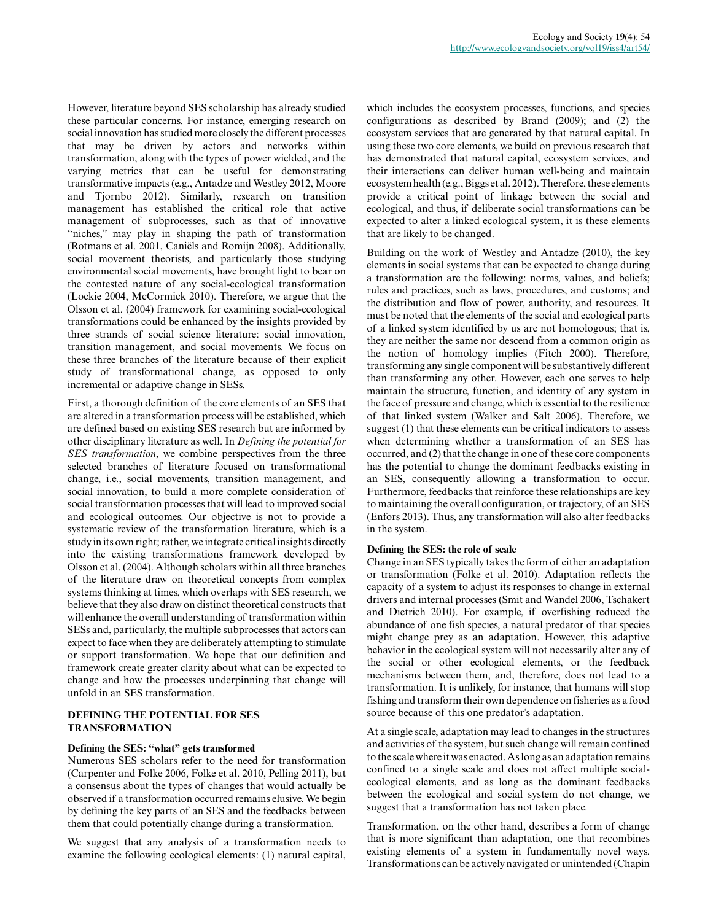However, literature beyond SES scholarship has already studied these particular concerns. For instance, emerging research on social innovation has studied more closely the different processes that may be driven by actors and networks within transformation, along with the types of power wielded, and the varying metrics that can be useful for demonstrating transformative impacts (e.g., Antadze and Westley 2012, Moore and Tjornbo 2012). Similarly, research on transition management has established the critical role that active management of subprocesses, such as that of innovative "niches," may play in shaping the path of transformation (Rotmans et al. 2001, Caniëls and Romijn 2008). Additionally, social movement theorists, and particularly those studying environmental social movements, have brought light to bear on the contested nature of any social-ecological transformation (Lockie 2004, McCormick 2010). Therefore, we argue that the Olsson et al. (2004) framework for examining social-ecological transformations could be enhanced by the insights provided by three strands of social science literature: social innovation, transition management, and social movements. We focus on these three branches of the literature because of their explicit study of transformational change, as opposed to only incremental or adaptive change in SESs.

First, a thorough definition of the core elements of an SES that are altered in a transformation process will be established, which are defined based on existing SES research but are informed by other disciplinary literature as well. In *Defining the potential for SES transformation*, we combine perspectives from the three selected branches of literature focused on transformational change, i.e., social movements, transition management, and social innovation, to build a more complete consideration of social transformation processes that will lead to improved social and ecological outcomes. Our objective is not to provide a systematic review of the transformation literature, which is a study in its own right; rather, we integrate critical insights directly into the existing transformations framework developed by Olsson et al. (2004). Although scholars within all three branches of the literature draw on theoretical concepts from complex systems thinking at times, which overlaps with SES research, we believe that they also draw on distinct theoretical constructs that will enhance the overall understanding of transformation within SESs and, particularly, the multiple subprocesses that actors can expect to face when they are deliberately attempting to stimulate or support transformation. We hope that our definition and framework create greater clarity about what can be expected to change and how the processes underpinning that change will unfold in an SES transformation.

## DEFINING THE POTENTIAL FOR SES TRANSFORMATION

### Defining the SES: "what" gets transformed

Numerous SES scholars refer to the need for transformation (Carpenter and Folke 2006, Folke et al. 2010, Pelling 2011), but a consensus about the types of changes that would actually be observed if a transformation occurred remains elusive. We begin by defining the key parts of an SES and the feedbacks between them that could potentially change during a transformation.

We suggest that any analysis of a transformation needs to examine the following ecological elements: (1) natural capital, which includes the ecosystem processes, functions, and species configurations as described by Brand (2009); and (2) the ecosystem services that are generated by that natural capital. In using these two core elements, we build on previous research that has demonstrated that natural capital, ecosystem services, and their interactions can deliver human well-being and maintain ecosystem health (e.g., Biggs et al. 2012). Therefore, these elements provide a critical point of linkage between the social and ecological, and thus, if deliberate social transformations can be expected to alter a linked ecological system, it is these elements that are likely to be changed.

Building on the work of Westley and Antadze (2010), the key elements in social systems that can be expected to change during a transformation are the following: norms, values, and beliefs; rules and practices, such as laws, procedures, and customs; and the distribution and flow of power, authority, and resources. It must be noted that the elements of the social and ecological parts of a linked system identified by us are not homologous; that is, they are neither the same nor descend from a common origin as the notion of homology implies (Fitch 2000). Therefore, transforming any single component will be substantively different than transforming any other. However, each one serves to help maintain the structure, function, and identity of any system in the face of pressure and change, which is essential to the resilience of that linked system (Walker and Salt 2006). Therefore, we suggest (1) that these elements can be critical indicators to assess when determining whether a transformation of an SES has occurred, and (2) that the change in one of these core components has the potential to change the dominant feedbacks existing in an SES, consequently allowing a transformation to occur. Furthermore, feedbacks that reinforce these relationships are key to maintaining the overall configuration, or trajectory, of an SES (Enfors 2013). Thus, any transformation will also alter feedbacks in the system.

### Defining the SES: the role of scale

Change in an SES typically takes the form of either an adaptation or transformation (Folke et al. 2010). Adaptation reflects the capacity of a system to adjust its responses to change in external drivers and internal processes (Smit and Wandel 2006, Tschakert and Dietrich 2010). For example, if overfishing reduced the abundance of one fish species, a natural predator of that species might change prey as an adaptation. However, this adaptive behavior in the ecological system will not necessarily alter any of the social or other ecological elements, or the feedback mechanisms between them, and, therefore, does not lead to a transformation. It is unlikely, for instance, that humans will stop fishing and transform their own dependence on fisheries as a food source because of this one predator's adaptation.

At a single scale, adaptation may lead to changes in the structures and activities of the system, but such change will remain confined to the scale where it was enacted. As long as an adaptation remains confined to a single scale and does not affect multiple social-ecological elements, and as long as the dominant feedbacks between the ecological and social system do not change, we suggest that a transformation has not taken place.

Transformation, on the other hand, describes a form of change that is more significant than adaptation, one that recombines existing elements of a system in fundamentally novel ways. Transformations can be actively navigated or unintended (Chapin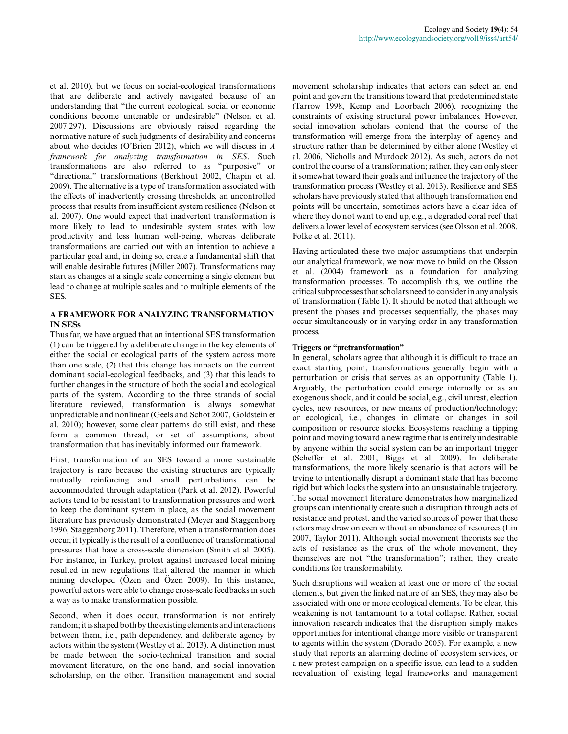et al. 2010), but we focus on social-ecological transformations that are deliberate and actively navigated because of an understanding that "the current ecological, social or economic conditions become untenable or undesirable" (Nelson et al. 2007:297). Discussions are obviously raised regarding the normative nature of such judgments of desirability and concerns about who decides (O'Brien 2012), which we will discuss in *A framework for analyzing transformation in SES*. Such transformations are also referred to as "purposive" or "directional" transformations (Berkhout 2002, Chapin et al. 2009). The alternative is a type of transformation associated with the effects of inadvertently crossing thresholds, an uncontrolled process that results from insufficient system resilience (Nelson et al. 2007). One would expect that inadvertent transformation is more likely to lead to undesirable system states with low productivity and less human well-being, whereas deliberate transformations are carried out with an intention to achieve a particular goal and, in doing so, create a fundamental shift that will enable desirable futures (Miller 2007). Transformations may start as changes at a single scale concerning a single element but lead to change at multiple scales and to multiple elements of the SES.

## A FRAMEWORK FOR ANALYZING TRANSFORMATION IN SESs

Thus far, we have argued that an intentional SES transformation (1) can be triggered by a deliberate change in the key elements of either the social or ecological parts of the system across more than one scale, (2) that this change has impacts on the current dominant social-ecological feedbacks, and (3) that this leads to further changes in the structure of both the social and ecological parts of the system. According to the three strands of social literature reviewed, transformation is always somewhat unpredictable and nonlinear (Geels and Schot 2007, Goldstein et al. 2010); however, some clear patterns do still exist, and these form a common thread, or set of assumptions, about transformation that has inevitably informed our framework.

First, transformation of an SES toward a more sustainable trajectory is rare because the existing structures are typically mutually reinforcing and small perturbations can be accommodated through adaptation (Park et al. 2012). Powerful actors tend to be resistant to transformation pressures and work to keep the dominant system in place, as the social movement literature has previously demonstrated (Meyer and Staggenborg 1996, Staggenborg 2011). Therefore, when a transformation does occur, it typically is the result of a confluence of transformational pressures that have a cross-scale dimension (Smith et al. 2005). For instance, in Turkey, protest against increased local mining resulted in new regulations that altered the manner in which mining developed (Özen and Özen 2009). In this instance, powerful actors were able to change cross-scale feedbacks in such a way as to make transformation possible.

Second, when it does occur, transformation is not entirely random; it is shaped both by the existing elements and interactions between them, i.e., path dependency, and deliberate agency by actors within the system (Westley et al. 2013). A distinction must be made between the socio-technical transition and social movement literature, on the one hand, and social innovation scholarship, on the other. Transition management and social movement scholarship indicates that actors can select an end point and govern the transitions toward that predetermined state (Tarrow 1998, Kemp and Loorbach 2006), recognizing the constraints of existing structural power imbalances. However, social innovation scholars contend that the course of the transformation will emerge from the interplay of agency and structure rather than be determined by either alone (Westley et al. 2006, Nicholls and Murdock 2012). As such, actors do not control the course of a transformation; rather, they can only steer it somewhat toward their goals and influence the trajectory of the transformation process (Westley et al. 2013). Resilience and SES scholars have previously stated that although transformation end points will be uncertain, sometimes actors have a clear idea of where they do not want to end up, e.g., a degraded coral reef that delivers a lower level of ecosystem services (see Olsson et al. 2008, Folke et al. 2011).

Having articulated these two major assumptions that underpin our analytical framework, we now move to build on the Olsson et al. (2004) framework as a foundation for analyzing transformation processes. To accomplish this, we outline the critical subprocesses that scholars need to consider in any analysis of transformation (Table 1). It should be noted that although we present the phases and processes sequentially, the phases may occur simultaneously or in varying order in any transformation process.

### Triggers or "pretransformation"

In general, scholars agree that although it is difficult to trace an exact starting point, transformations generally begin with a perturbation or crisis that serves as an opportunity (Table 1). Arguably, the perturbation could emerge internally or as an exogenous shock, and it could be social, e.g., civil unrest, election cycles, new resources, or new means of production/technology; or ecological, i.e., changes in climate or changes in soil composition or resource stocks. Ecosystems reaching a tipping point and moving toward a new regime that is entirely undesirable by anyone within the social system can be an important trigger (Scheffer et al. 2001, Biggs et al. 2009). In deliberate transformations, the more likely scenario is that actors will be trying to intentionally disrupt a dominant state that has become rigid but which locks the system into an unsustainable trajectory. The social movement literature demonstrates how marginalized groups can intentionally create such a disruption through acts of resistance and protest, and the varied sources of power that these actors may draw on even without an abundance of resources (Lin 2007, Taylor 2011). Although social movement theorists see the acts of resistance as the crux of the whole movement, they themselves are not "the transformation"; rather, they create conditions for transformability.

Such disruptions will weaken at least one or more of the social elements, but given the linked nature of an SES, they may also be associated with one or more ecological elements. To be clear, this weakening is not tantamount to a total collapse. Rather, social innovation research indicates that the disruption simply makes opportunities for intentional change more visible or transparent to agents within the system (Dorado 2005). For example, a new study that reports an alarming decline of ecosystem services, or a new protest campaign on a specific issue, can lead to a sudden reevaluation of existing legal frameworks and management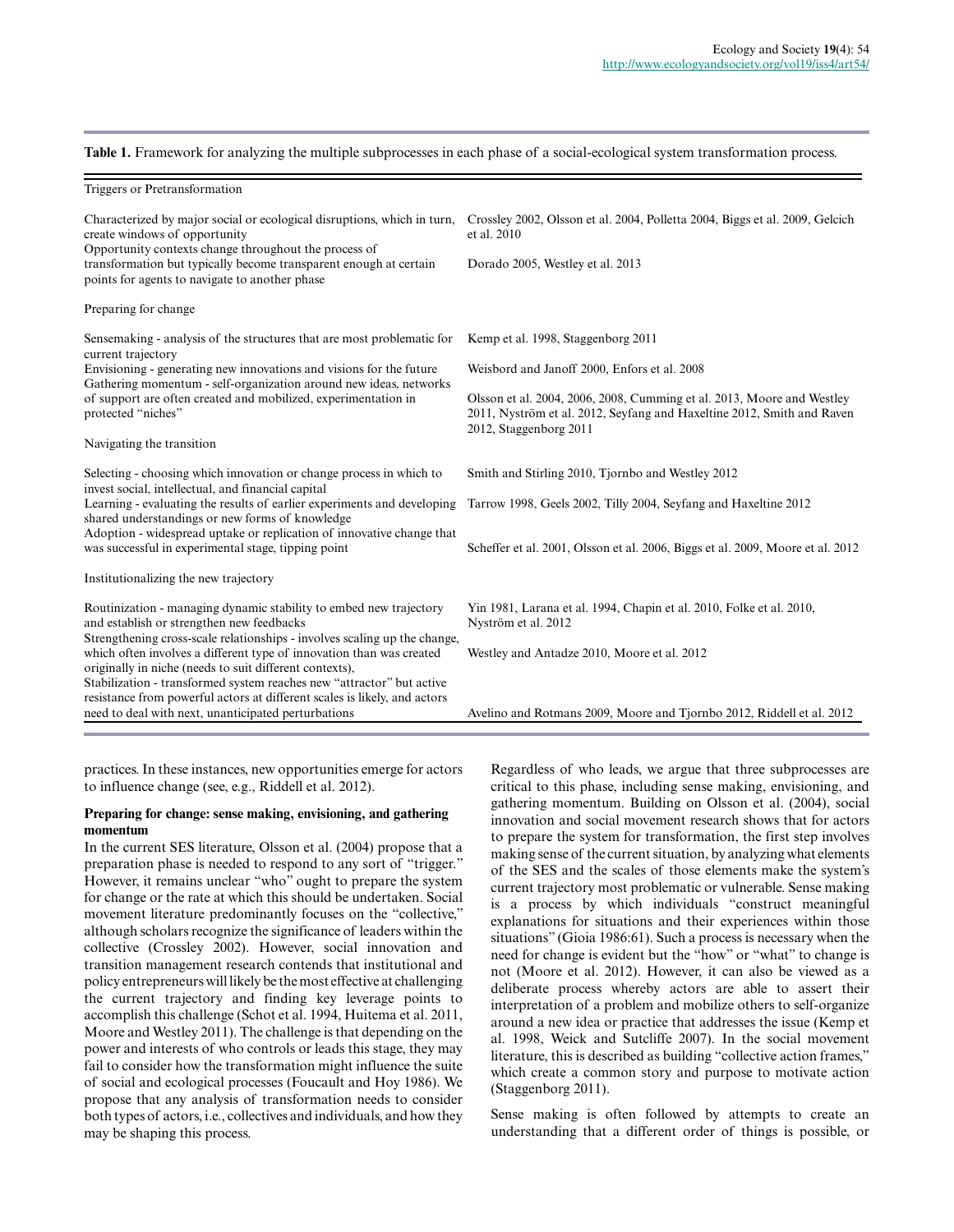**Table 1.** Framework for analyzing the multiple subprocesses in each phase of a social-ecological system transformation process.

| | |
|---|---|
| Triggers or Pretransformation | |
| Characterized by major social or ecological disruptions, which in turn, create windows of opportunity | Crossley 2002, Olsson et al. 2004, Polletta 2004, Biggs et al. 2009, Gelcich et al. 2010 |
| Opportunity contexts change throughout the process of transformation but typically become transparent enough at certain points for agents to navigate to another phase | Dorado 2005, Westley et al. 2013 |
| Preparing for change | |
| Sensemaking - analysis of the structures that are most problematic for current trajectory | Kemp et al. 1998, Staggenborg 2011 |
| Envisioning - generating new innovations and visions for the future | Weisbord and Janoff 2000, Enfors et al. 2008 |
| Gathering momentum - self-organization around new ideas, networks of support are often created and mobilized, experimentation in protected "niches" | Olsson et al. 2004, 2006, 2008, Cumming et al. 2013, Moore and Westley 2011, Nyström et al. 2012, Seyfang and Haxeltine 2012, Smith and Raven 2012, Staggenborg 2011 |
| Navigating the transition | |
| Selecting - choosing which innovation or change process in which to invest social, intellectual, and financial capital | Smith and Stirling 2010, Tjornbo and Westley 2012 |
| Learning - evaluating the results of earlier experiments and developing shared understandings or new forms of knowledge | Tarrow 1998, Geels 2002, Tilly 2004, Seyfang and Haxeltine 2012 |
| Adoption - widespread uptake or replication of innovative change that was successful in experimental stage, tipping point | Scheffer et al. 2001, Olsson et al. 2006, Biggs et al. 2009, Moore et al. 2012 |
| Institutionalizing the new trajectory | |
| Routinization - managing dynamic stability to embed new trajectory and establish or strengthen new feedbacks | Yin 1981, Larana et al. 1994, Chapin et al. 2010, Folke et al. 2010, Nyström et al. 2012 |
| Strengthening cross-scale relationships - involves scaling up the change, which often involves a different type of innovation than was created originally in niche (needs to suit different contexts), | Westley and Antadze 2010, Moore et al. 2012 |
| Stabilization - transformed system reaches new "attractor" but active resistance from powerful actors at different scales is likely, and actors need to deal with next, unanticipated perturbations | Avelino and Rotmans 2009, Moore and Tjornbo 2012, Riddell et al. 2012 |

practices. In these instances, new opportunities emerge for actors to influence change (see, e.g., Riddell et al. 2012).

### Preparing for change: sense making, envisioning, and gathering momentum

In the current SES literature, Olsson et al. (2004) propose that a preparation phase is needed to respond to any sort of "trigger." However, it remains unclear "who" ought to prepare the system for change or the rate at which this should be undertaken. Social movement literature predominantly focuses on the "collective," although scholars recognize the significance of leaders within the collective (Crossley 2002). However, social innovation and transition management research contends that institutional and policy entrepreneurs will likely be the most effective at challenging the current trajectory and finding key leverage points to accomplish this challenge (Schot et al. 1994, Huitema et al. 2011, Moore and Westley 2011). The challenge is that depending on the power and interests of who controls or leads this stage, they may fail to consider how the transformation might influence the suite of social and ecological processes (Foucault and Hoy 1986). We propose that any analysis of transformation needs to consider both types of actors, i.e., collectives and individuals, and how they may be shaping this process.

Regardless of who leads, we argue that three subprocesses are critical to this phase, including sense making, envisioning, and gathering momentum. Building on Olsson et al. (2004), social innovation and social movement research shows that for actors to prepare the system for transformation, the first step involves making sense of the current situation, by analyzing what elements of the SES and the scales of those elements make the system's current trajectory most problematic or vulnerable. Sense making is a process by which individuals "construct meaningful explanations for situations and their experiences within those situations" (Gioia 1986:61). Such a process is necessary when the need for change is evident but the "how" or "what" to change is not (Moore et al. 2012). However, it can also be viewed as a deliberate process whereby actors are able to assert their interpretation of a problem and mobilize others to self-organize around a new idea or practice that addresses the issue (Kemp et al. 1998, Weick and Sutcliffe 2007). In the social movement literature, this is described as building "collective action frames," which create a common story and purpose to motivate action (Staggenborg 2011).

Sense making is often followed by attempts to create an understanding that a different order of things is possible, or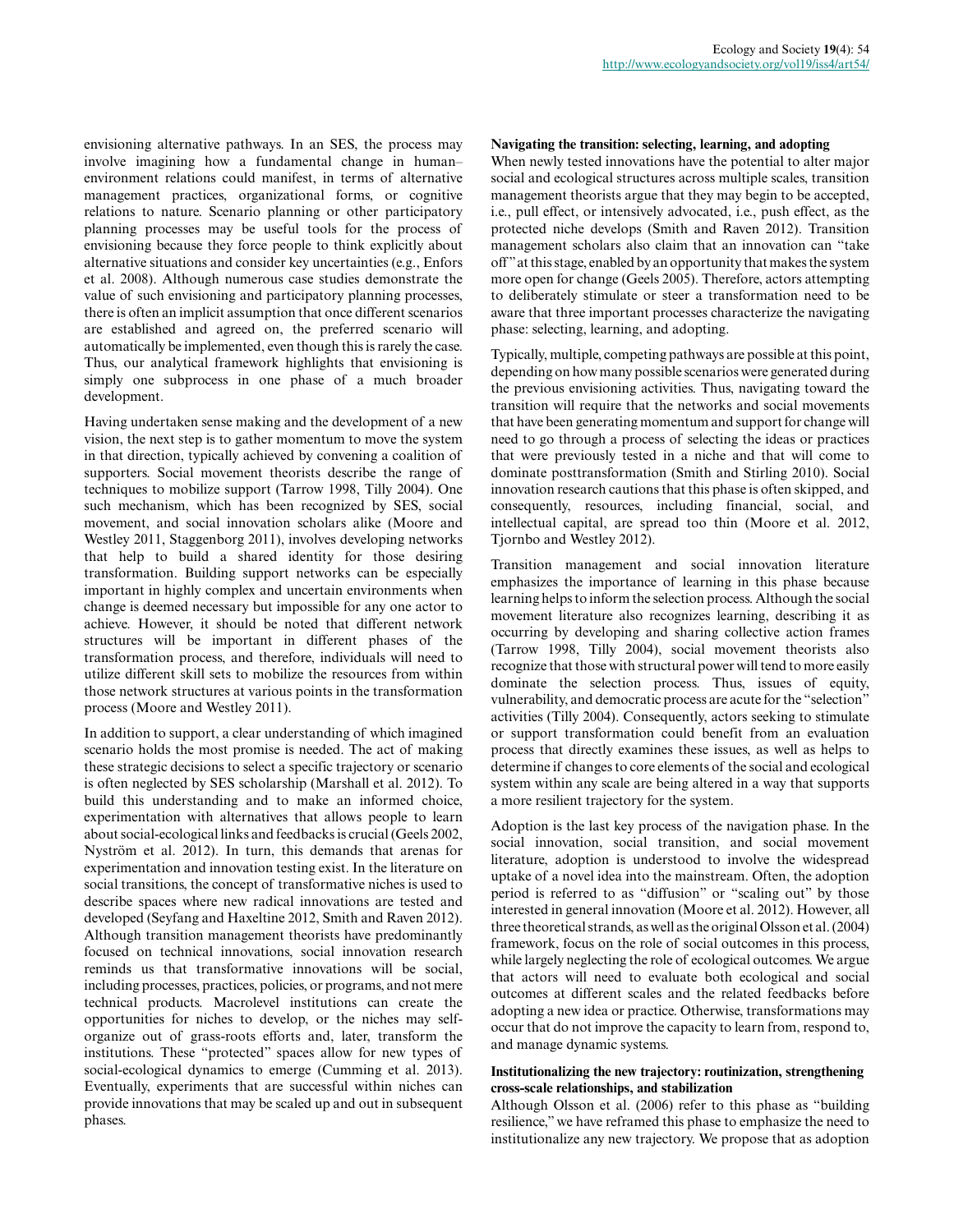envisioning alternative pathways. In an SES, the process may involve imagining how a fundamental change in human–environment relations could manifest, in terms of alternative management practices, organizational forms, or cognitive relations to nature. Scenario planning or other participatory planning processes may be useful tools for the process of envisioning because they force people to think explicitly about alternative situations and consider key uncertainties (e.g., Enfors et al. 2008). Although numerous case studies demonstrate the value of such envisioning and participatory planning processes, there is often an implicit assumption that once different scenarios are established and agreed on, the preferred scenario will automatically be implemented, even though this is rarely the case. Thus, our analytical framework highlights that envisioning is simply one subprocess in one phase of a much broader development.

Having undertaken sense making and the development of a new vision, the next step is to gather momentum to move the system in that direction, typically achieved by convening a coalition of supporters. Social movement theorists describe the range of techniques to mobilize support (Tarrow 1998, Tilly 2004). One such mechanism, which has been recognized by SES, social movement, and social innovation scholars alike (Moore and Westley 2011, Staggenborg 2011), involves developing networks that help to build a shared identity for those desiring transformation. Building support networks can be especially important in highly complex and uncertain environments when change is deemed necessary but impossible for any one actor to achieve. However, it should be noted that different network structures will be important in different phases of the transformation process, and therefore, individuals will need to utilize different skill sets to mobilize the resources from within those network structures at various points in the transformation process (Moore and Westley 2011).

In addition to support, a clear understanding of which imagined scenario holds the most promise is needed. The act of making these strategic decisions to select a specific trajectory or scenario is often neglected by SES scholarship (Marshall et al. 2012). To build this understanding and to make an informed choice, experimentation with alternatives that allows people to learn about social-ecological links and feedbacks is crucial (Geels 2002, Nyström et al. 2012). In turn, this demands that arenas for experimentation and innovation testing exist. In the literature on social transitions, the concept of transformative niches is used to describe spaces where new radical innovations are tested and developed (Seyfang and Haxeltine 2012, Smith and Raven 2012). Although transition management theorists have predominantly focused on technical innovations, social innovation research reminds us that transformative innovations will be social, including processes, practices, policies, or programs, and not mere technical products. Macrolevel institutions can create the opportunities for niches to develop, or the niches may self-organize out of grass-roots efforts and, later, transform the institutions. These "protected" spaces allow for new types of social-ecological dynamics to emerge (Cumming et al. 2013). Eventually, experiments that are successful within niches can provide innovations that may be scaled up and out in subsequent phases.

### Navigating the transition: selecting, learning, and adopting

When newly tested innovations have the potential to alter major social and ecological structures across multiple scales, transition management theorists argue that they may begin to be accepted, i.e., pull effect, or intensively advocated, i.e., push effect, as the protected niche develops (Smith and Raven 2012). Transition management scholars also claim that an innovation can "take off" at this stage, enabled by an opportunity that makes the system more open for change (Geels 2005). Therefore, actors attempting to deliberately stimulate or steer a transformation need to be aware that three important processes characterize the navigating phase: selecting, learning, and adopting.

Typically, multiple, competing pathways are possible at this point, depending on how many possible scenarios were generated during the previous envisioning activities. Thus, navigating toward the transition will require that the networks and social movements that have been generating momentum and support for change will need to go through a process of selecting the ideas or practices that were previously tested in a niche and that will come to dominate posttransformation (Smith and Stirling 2010). Social innovation research cautions that this phase is often skipped, and consequently, resources, including financial, social, and intellectual capital, are spread too thin (Moore et al. 2012, Tjornbo and Westley 2012).

Transition management and social innovation literature emphasizes the importance of learning in this phase because learning helps to inform the selection process. Although the social movement literature also recognizes learning, describing it as occurring by developing and sharing collective action frames (Tarrow 1998, Tilly 2004), social movement theorists also recognize that those with structural power will tend to more easily dominate the selection process. Thus, issues of equity, vulnerability, and democratic process are acute for the "selection" activities (Tilly 2004). Consequently, actors seeking to stimulate or support transformation could benefit from an evaluation process that directly examines these issues, as well as helps to determine if changes to core elements of the social and ecological system within any scale are being altered in a way that supports a more resilient trajectory for the system.

Adoption is the last key process of the navigation phase. In the social innovation, social transition, and social movement literature, adoption is understood to involve the widespread uptake of a novel idea into the mainstream. Often, the adoption period is referred to as "diffusion" or "scaling out" by those interested in general innovation (Moore et al. 2012). However, all three theoretical strands, as well as the original Olsson et al. (2004) framework, focus on the role of social outcomes in this process, while largely neglecting the role of ecological outcomes. We argue that actors will need to evaluate both ecological and social outcomes at different scales and the related feedbacks before adopting a new idea or practice. Otherwise, transformations may occur that do not improve the capacity to learn from, respond to, and manage dynamic systems.

### Institutionalizing the new trajectory: routinization, strengthening cross-scale relationships, and stabilization

Although Olsson et al. (2006) refer to this phase as "building resilience," we have reframed this phase to emphasize the need to institutionalize any new trajectory. We propose that as adoption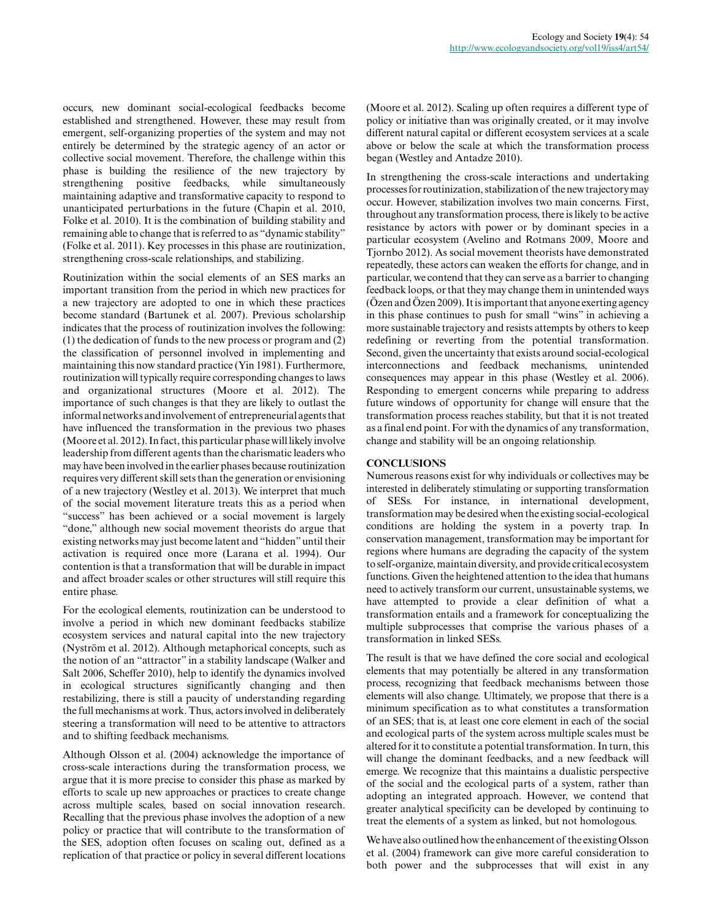occurs, new dominant social-ecological feedbacks become established and strengthened. However, these may result from emergent, self-organizing properties of the system and may not entirely be determined by the strategic agency of an actor or collective social movement. Therefore, the challenge within this phase is building the resilience of the new trajectory by strengthening positive feedbacks, while simultaneously maintaining adaptive and transformative capacity to respond to unanticipated perturbations in the future (Chapin et al. 2010, Folke et al. 2010). It is the combination of building stability and remaining able to change that is referred to as "dynamic stability" (Folke et al. 2011). Key processes in this phase are routinization, strengthening cross-scale relationships, and stabilizing.

Routinization within the social elements of an SES marks an important transition from the period in which new practices for a new trajectory are adopted to one in which these practices become standard (Bartunek et al. 2007). Previous scholarship indicates that the process of routinization involves the following: (1) the dedication of funds to the new process or program and (2) the classification of personnel involved in implementing and maintaining this now standard practice (Yin 1981). Furthermore, routinization will typically require corresponding changes to laws and organizational structures (Moore et al. 2012). The importance of such changes is that they are likely to outlast the informal networks and involvement of entrepreneurial agents that have influenced the transformation in the previous two phases (Moore et al. 2012). In fact, this particular phase will likely involve leadership from different agents than the charismatic leaders who may have been involved in the earlier phases because routinization requires very different skill sets than the generation or envisioning of a new trajectory (Westley et al. 2013). We interpret that much of the social movement literature treats this as a period when "success" has been achieved or a social movement is largely "done," although new social movement theorists do argue that existing networks may just become latent and "hidden" until their activation is required once more (Larana et al. 1994). Our contention is that a transformation that will be durable in impact and affect broader scales or other structures will still require this entire phase.

For the ecological elements, routinization can be understood to involve a period in which new dominant feedbacks stabilize ecosystem services and natural capital into the new trajectory (Nyström et al. 2012). Although metaphorical concepts, such as the notion of an "attractor" in a stability landscape (Walker and Salt 2006, Scheffer 2010), help to identify the dynamics involved in ecological structures significantly changing and then restabilizing, there is still a paucity of understanding regarding the full mechanisms at work. Thus, actors involved in deliberately steering a transformation will need to be attentive to attractors and to shifting feedback mechanisms.

Although Olsson et al. (2004) acknowledge the importance of cross-scale interactions during the transformation process, we argue that it is more precise to consider this phase as marked by efforts to scale up new approaches or practices to create change across multiple scales, based on social innovation research. Recalling that the previous phase involves the adoption of a new policy or practice that will contribute to the transformation of the SES, adoption often focuses on scaling out, defined as a replication of that practice or policy in several different locations (Moore et al. 2012). Scaling up often requires a different type of policy or initiative than was originally created, or it may involve different natural capital or different ecosystem services at a scale above or below the scale at which the transformation process began (Westley and Antadze 2010).

In strengthening the cross-scale interactions and undertaking processes for routinization, stabilization of the new trajectory may occur. However, stabilization involves two main concerns. First, throughout any transformation process, there is likely to be active resistance by actors with power or by dominant species in a particular ecosystem (Avelino and Rotmans 2009, Moore and Tjornbo 2012). As social movement theorists have demonstrated repeatedly, these actors can weaken the efforts for change, and in particular, we contend that they can serve as a barrier to changing feedback loops, or that they may change them in unintended ways (Özen and Özen 2009). It is important that anyone exerting agency in this phase continues to push for small "wins" in achieving a more sustainable trajectory and resists attempts by others to keep redefining or reverting from the potential transformation. Second, given the uncertainty that exists around social-ecological interconnections and feedback mechanisms, unintended consequences may appear in this phase (Westley et al. 2006). Responding to emergent concerns while preparing to address future windows of opportunity for change will ensure that the transformation process reaches stability, but that it is not treated as a final end point. For with the dynamics of any transformation, change and stability will be an ongoing relationship.

## CONCLUSIONS

Numerous reasons exist for why individuals or collectives may be interested in deliberately stimulating or supporting transformation of SESs. For instance, in international development, transformation may be desired when the existing social-ecological conditions are holding the system in a poverty trap. In conservation management, transformation may be important for regions where humans are degrading the capacity of the system to self-organize, maintain diversity, and provide critical ecosystem functions. Given the heightened attention to the idea that humans need to actively transform our current, unsustainable systems, we have attempted to provide a clear definition of what a transformation entails and a framework for conceptualizing the multiple subprocesses that comprise the various phases of a transformation in linked SESs.

The result is that we have defined the core social and ecological elements that may potentially be altered in any transformation process, recognizing that feedback mechanisms between those elements will also change. Ultimately, we propose that there is a minimum specification as to what constitutes a transformation of an SES; that is, at least one core element in each of the social and ecological parts of the system across multiple scales must be altered for it to constitute a potential transformation. In turn, this will change the dominant feedbacks, and a new feedback will emerge. We recognize that this maintains a dualistic perspective of the social and the ecological parts of a system, rather than adopting an integrated approach. However, we contend that greater analytical specificity can be developed by continuing to treat the elements of a system as linked, but not homologous.

We have also outlined how the enhancement of the existing Olsson et al. (2004) framework can give more careful consideration to both power and the subprocesses that will exist in any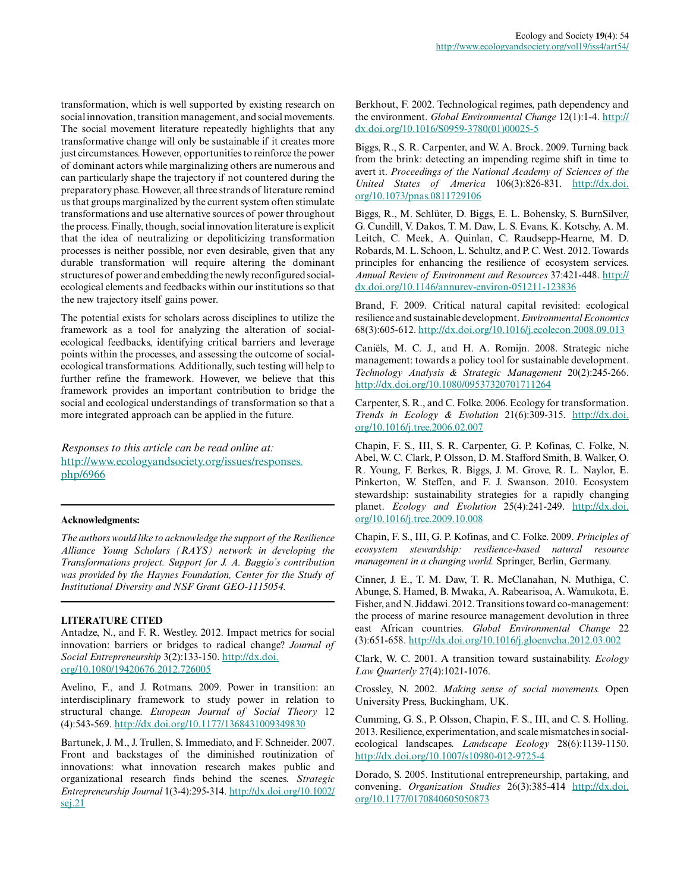transformation, which is well supported by existing research on social innovation, transition management, and social movements. The social movement literature repeatedly highlights that any transformative change will only be sustainable if it creates more just circumstances. However, opportunities to reinforce the power of dominant actors while marginalizing others are numerous and can particularly shape the trajectory if not countered during the preparatory phase. However, all three strands of literature remind us that groups marginalized by the current system often stimulate transformations and use alternative sources of power throughout the process. Finally, though, social innovation literature is explicit that the idea of neutralizing or depoliticizing transformation processes is neither possible, nor even desirable, given that any durable transformation will require altering the dominant structures of power and embedding the newly reconfigured social-ecological elements and feedbacks within our institutions so that the new trajectory itself gains power.

The potential exists for scholars across disciplines to utilize the framework as a tool for analyzing the alteration of social-ecological feedbacks, identifying critical barriers and leverage points within the processes, and assessing the outcome of social-ecological transformations. Additionally, such testing will help to further refine the framework. However, we believe that this framework provides an important contribution to bridge the social and ecological understandings of transformation so that a more integrated approach can be applied in the future.

*Responses to this article can be read online at:*
http://www.ecologyandsociety.org/issues/responses.php/6966

---

**Acknowledgments:**

*The authors would like to acknowledge the support of the Resilience Alliance Young Scholars (RAYS) network in developing the Transformations project. Support for J. A. Baggio's contribution was provided by the Haynes Foundation, Center for the Study of Institutional Diversity and NSF Grant GEO-1115054.*

---

## LITERATURE CITED

Antadze, N., and F. R. Westley. 2012. Impact metrics for social innovation: barriers or bridges to radical change? *Journal of Social Entrepreneurship* 3(2):133-150. http://dx.doi.org/10.1080/19420676.2012.726005

Avelino, F., and J. Rotmans. 2009. Power in transition: an interdisciplinary framework to study power in relation to structural change. *European Journal of Social Theory* 12 (4):543-569. http://dx.doi.org/10.1177/1368431009349830

Bartunek, J. M., J. Trullen, S. Immediato, and F. Schneider. 2007. Front and backstages of the diminished routinization of innovations: what innovation research makes public and organizational research finds behind the scenes. *Strategic Entrepreneurship Journal* 1(3-4):295-314. http://dx.doi.org/10.1002/sej.21

Berkhout, F. 2002. Technological regimes, path dependency and the environment. *Global Environmental Change* 12(1):1-4. http://dx.doi.org/10.1016/S0959-3780(01)00025-5

Biggs, R., S. R. Carpenter, and W. A. Brock. 2009. Turning back from the brink: detecting an impending regime shift in time to avert it. *Proceedings of the National Academy of Sciences of the United States of America* 106(3):826-831. http://dx.doi.org/10.1073/pnas.0811729106

Biggs, R., M. Schlüter, D. Biggs, E. L. Bohensky, S. BurnSilver, G. Cundill, V. Dakos, T. M. Daw, L. S. Evans, K. Kotschy, A. M. Leitch, C. Meek, A. Quinlan, C. Raudsepp-Hearne, M. D. Robards, M. L. Schoon, L. Schultz, and P. C. West. 2012. Towards principles for enhancing the resilience of ecosystem services. *Annual Review of Environment and Resources* 37:421-448. http://dx.doi.org/10.1146/annurev-environ-051211-123836

Brand, F. 2009. Critical natural capital revisited: ecological resilience and sustainable development. *Environmental Economics* 68(3):605-612. http://dx.doi.org/10.1016/j.ecolecon.2008.09.013

Caniëls, M. C. J., and H. A. Romijn. 2008. Strategic niche management: towards a policy tool for sustainable development. *Technology Analysis & Strategic Management* 20(2):245-266. http://dx.doi.org/10.1080/09537320701711264

Carpenter, S. R., and C. Folke. 2006. Ecology for transformation. *Trends in Ecology & Evolution* 21(6):309-315. http://dx.doi.org/10.1016/j.tree.2006.02.007

Chapin, F. S., III, S. R. Carpenter, G. P. Kofinas, C. Folke, N. Abel, W. C. Clark, P. Olsson, D. M. Stafford Smith, B. Walker, O. R. Young, F. Berkes, R. Biggs, J. M. Grove, R. L. Naylor, E. Pinkerton, W. Steffen, and F. J. Swanson. 2010. Ecosystem stewardship: sustainability strategies for a rapidly changing planet. *Ecology and Evolution* 25(4):241-249. http://dx.doi.org/10.1016/j.tree.2009.10.008

Chapin, F. S., III, G. P. Kofinas, and C. Folke. 2009. *Principles of ecosystem stewardship: resilience-based natural resource management in a changing world.* Springer, Berlin, Germany.

Cinner, J. E., T. M. Daw, T. R. McClanahan, N. Muthiga, C. Abunge, S. Hamed, B. Mwaka, A. Rabearisoa, A. Wamukota, E. Fisher, and N. Jiddawi. 2012. Transitions toward co-management: the process of marine resource management devolution in three east African countries. *Global Environmental Change* 22 (3):651-658. http://dx.doi.org/10.1016/j.gloenvcha.2012.03.002

Clark, W. C. 2001. A transition toward sustainability. *Ecology Law Quarterly* 27(4):1021-1076.

Crossley, N. 2002. *Making sense of social movements.* Open University Press, Buckingham, UK.

Cumming, G. S., P. Olsson, Chapin, F. S., III, and C. S. Holling. 2013. Resilience, experimentation, and scale mismatches in social-ecological landscapes. *Landscape Ecology* 28(6):1139-1150. http://dx.doi.org/10.1007/s10980-012-9725-4

Dorado, S. 2005. Institutional entrepreneurship, partaking, and convening. *Organization Studies* 26(3):385-414 http://dx.doi.org/10.1177/0170840605050873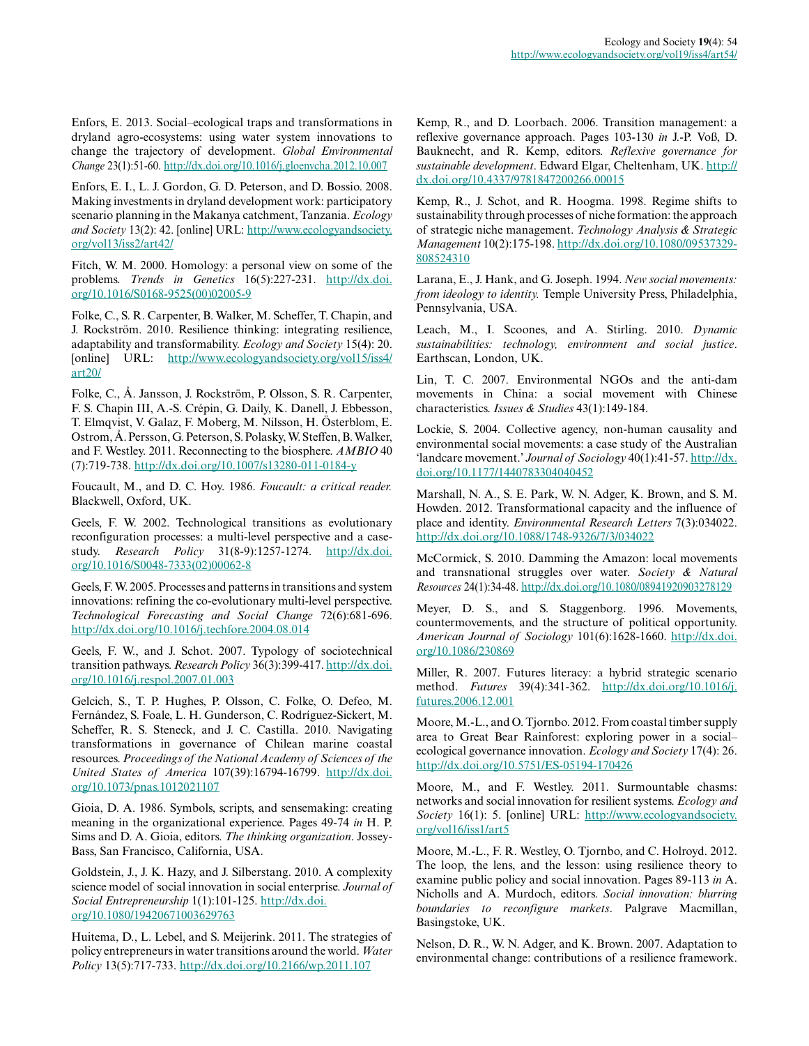Enfors, E. 2013. Social–ecological traps and transformations in dryland agro-ecosystems: using water system innovations to change the trajectory of development. *Global Environmental Change* 23(1):51-60. http://dx.doi.org/10.1016/j.gloenvcha.2012.10.007

Enfors, E. I., L. J. Gordon, G. D. Peterson, and D. Bossio. 2008. Making investments in dryland development work: participatory scenario planning in the Makanya catchment, Tanzania. *Ecology and Society* 13(2): 42. [online] URL: http://www.ecologyandsociety.org/vol13/iss2/art42/

Fitch, W. M. 2000. Homology: a personal view on some of the problems. *Trends in Genetics* 16(5):227-231. http://dx.doi.org/10.1016/S0168-9525(00)02005-9

Folke, C., S. R. Carpenter, B. Walker, M. Scheffer, T. Chapin, and J. Rockström. 2010. Resilience thinking: integrating resilience, adaptability and transformability. *Ecology and Society* 15(4): 20. [online] URL: http://www.ecologyandsociety.org/vol15/iss4/art20/

Folke, C., Å. Jansson, J. Rockström, P. Olsson, S. R. Carpenter, F. S. Chapin III, A.-S. Crépin, G. Daily, K. Danell, J. Ebbesson, T. Elmqvist, V. Galaz, F. Moberg, M. Nilsson, H. Österblom, E. Ostrom, Å. Persson, G. Peterson, S. Polasky, W. Steffen, B. Walker, and F. Westley. 2011. Reconnecting to the biosphere. *AMBIO* 40 (7):719-738. http://dx.doi.org/10.1007/s13280-011-0184-y

Foucault, M., and D. C. Hoy. 1986. *Foucault: a critical reader.* Blackwell, Oxford, UK.

Geels, F. W. 2002. Technological transitions as evolutionary reconfiguration processes: a multi-level perspective and a case-study. *Research Policy* 31(8-9):1257-1274. http://dx.doi.org/10.1016/S0048-7333(02)00062-8

Geels, F. W. 2005. Processes and patterns in transitions and system innovations: refining the co-evolutionary multi-level perspective. *Technological Forecasting and Social Change* 72(6):681-696. http://dx.doi.org/10.1016/j.techfore.2004.08.014

Geels, F. W., and J. Schot. 2007. Typology of sociotechnical transition pathways. *Research Policy* 36(3):399-417. http://dx.doi.org/10.1016/j.respol.2007.01.003

Gelcich, S., T. P. Hughes, P. Olsson, C. Folke, O. Defeo, M. Fernández, S. Foale, L. H. Gunderson, C. Rodríguez-Sickert, M. Scheffer, R. S. Steneck, and J. C. Castilla. 2010. Navigating transformations in governance of Chilean marine coastal resources. *Proceedings of the National Academy of Sciences of the United States of America* 107(39):16794-16799. http://dx.doi.org/10.1073/pnas.1012021107

Gioia, D. A. 1986. Symbols, scripts, and sensemaking: creating meaning in the organizational experience. Pages 49-74 *in* H. P. Sims and D. A. Gioia, editors. *The thinking organization*. Jossey-Bass, San Francisco, California, USA.

Goldstein, J., J. K. Hazy, and J. Silberstang. 2010. A complexity science model of social innovation in social enterprise. *Journal of Social Entrepreneurship* 1(1):101-125. http://dx.doi.org/10.1080/19420671003629763

Huitema, D., L. Lebel, and S. Meijerink. 2011. The strategies of policy entrepreneurs in water transitions around the world. *Water Policy* 13(5):717-733. http://dx.doi.org/10.2166/wp.2011.107

Kemp, R., and D. Loorbach. 2006. Transition management: a reflexive governance approach. Pages 103-130 *in* J.-P. Voß, D. Bauknecht, and R. Kemp, editors. *Reflexive governance for sustainable development*. Edward Elgar, Cheltenham, UK. http://dx.doi.org/10.4337/9781847200266.00015

Kemp, R., J. Schot, and R. Hoogma. 1998. Regime shifts to sustainability through processes of niche formation: the approach of strategic niche management. *Technology Analysis & Strategic Management* 10(2):175-198. http://dx.doi.org/10.1080/09537329808524310

Larana, E., J. Hank, and G. Joseph. 1994. *New social movements: from ideology to identity.* Temple University Press, Philadelphia, Pennsylvania, USA.

Leach, M., I. Scoones, and A. Stirling. 2010. *Dynamic sustainabilities: technology, environment and social justice*. Earthscan, London, UK.

Lin, T. C. 2007. Environmental NGOs and the anti-dam movements in China: a social movement with Chinese characteristics. *Issues & Studies* 43(1):149-184.

Lockie, S. 2004. Collective agency, non-human causality and environmental social movements: a case study of the Australian 'landcare movement.' *Journal of Sociology* 40(1):41-57. http://dx.doi.org/10.1177/1440783304040452

Marshall, N. A., S. E. Park, W. N. Adger, K. Brown, and S. M. Howden. 2012. Transformational capacity and the influence of place and identity. *Environmental Research Letters* 7(3):034022. http://dx.doi.org/10.1088/1748-9326/7/3/034022

McCormick, S. 2010. Damming the Amazon: local movements and transnational struggles over water. *Society & Natural Resources* 24(1):34-48. http://dx.doi.org/10.1080/08941920903278129

Meyer, D. S., and S. Staggenborg. 1996. Movements, countermovements, and the structure of political opportunity. *American Journal of Sociology* 101(6):1628-1660. http://dx.doi.org/10.1086/230869

Miller, R. 2007. Futures literacy: a hybrid strategic scenario method. *Futures* 39(4):341-362. http://dx.doi.org/10.1016/j.futures.2006.12.001

Moore, M.-L., and O. Tjornbo. 2012. From coastal timber supply area to Great Bear Rainforest: exploring power in a social–ecological governance innovation. *Ecology and Society* 17(4): 26. http://dx.doi.org/10.5751/ES-05194-170426

Moore, M., and F. Westley. 2011. Surmountable chasms: networks and social innovation for resilient systems. *Ecology and Society* 16(1): 5. [online] URL: http://www.ecologyandsociety.org/vol16/iss1/art5

Moore, M.-L., F. R. Westley, O. Tjornbo, and C. Holroyd. 2012. The loop, the lens, and the lesson: using resilience theory to examine public policy and social innovation. Pages 89-113 *in* A. Nicholls and A. Murdoch, editors. *Social innovation: blurring boundaries to reconfigure markets*. Palgrave Macmillan, Basingstoke, UK.

Nelson, D. R., W. N. Adger, and K. Brown. 2007. Adaptation to environmental change: contributions of a resilience framework.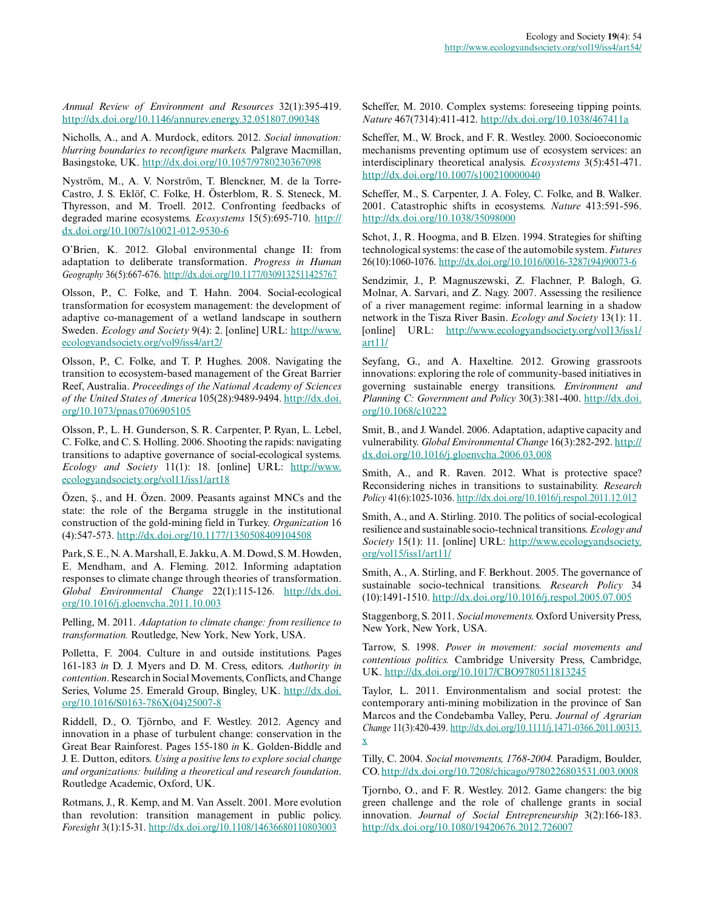*Annual Review of Environment and Resources* 32(1):395-419. http://dx.doi.org/10.1146/annurev.energy.32.051807.090348

Nicholls, A., and A. Murdock, editors. 2012. *Social innovation: blurring boundaries to reconfigure markets.* Palgrave Macmillan, Basingstoke, UK. http://dx.doi.org/10.1057/9780230367098

Nyström, M., A. V. Norström, T. Blenckner, M. de la Torre-Castro, J. S. Eklöf, C. Folke, H. Österblom, R. S. Steneck, M. Thyresson, and M. Troell. 2012. Confronting feedbacks of degraded marine ecosystems. *Ecosystems* 15(5):695-710. http://dx.doi.org/10.1007/s10021-012-9530-6

O'Brien, K. 2012. Global environmental change II: from adaptation to deliberate transformation. *Progress in Human Geography* 36(5):667-676. http://dx.doi.org/10.1177/0309132511425767

Olsson, P., C. Folke, and T. Hahn. 2004. Social-ecological transformation for ecosystem management: the development of adaptive co-management of a wetland landscape in southern Sweden. *Ecology and Society* 9(4): 2. [online] URL: http://www.ecologyandsociety.org/vol9/iss4/art2/

Olsson, P., C. Folke, and T. P. Hughes. 2008. Navigating the transition to ecosystem-based management of the Great Barrier Reef, Australia. *Proceedings of the National Academy of Sciences of the United States of America* 105(28):9489-9494. http://dx.doi.org/10.1073/pnas.0706905105

Olsson, P., L. H. Gunderson, S. R. Carpenter, P. Ryan, L. Lebel, C. Folke, and C. S. Holling. 2006. Shooting the rapids: navigating transitions to adaptive governance of social-ecological systems. *Ecology and Society* 11(1): 18. [online] URL: http://www.ecologyandsociety.org/vol11/iss1/art18

Özen, Ş., and H. Özen. 2009. Peasants against MNCs and the state: the role of the Bergama struggle in the institutional construction of the gold-mining field in Turkey. *Organization* 16 (4):547-573. http://dx.doi.org/10.1177/1350508409104508

Park, S. E., N. A. Marshall, E. Jakku, A. M. Dowd, S. M. Howden, E. Mendham, and A. Fleming. 2012. Informing adaptation responses to climate change through theories of transformation. *Global Environmental Change* 22(1):115-126. http://dx.doi.org/10.1016/j.gloenvcha.2011.10.003

Pelling, M. 2011. *Adaptation to climate change: from resilience to transformation.* Routledge, New York, New York, USA.

Polletta, F. 2004. Culture in and outside institutions. Pages 161-183 *in* D. J. Myers and D. M. Cress, editors. *Authority in contention*. Research in Social Movements, Conflicts, and Change Series, Volume 25. Emerald Group, Bingley, UK. http://dx.doi.org/10.1016/S0163-786X(04)25007-8

Riddell, D., O. Tjörnbo, and F. Westley. 2012. Agency and innovation in a phase of turbulent change: conservation in the Great Bear Rainforest. Pages 155-180 *in* K. Golden-Biddle and J. E. Dutton, editors. *Using a positive lens to explore social change and organizations: building a theoretical and research foundation*. Routledge Academic, Oxford, UK.

Rotmans, J., R. Kemp, and M. Van Asselt. 2001. More evolution than revolution: transition management in public policy. *Foresight* 3(1):15-31. http://dx.doi.org/10.1108/14636680110803003

Scheffer, M. 2010. Complex systems: foreseeing tipping points. *Nature* 467(7314):411-412. http://dx.doi.org/10.1038/467411a

Scheffer, M., W. Brock, and F. R. Westley. 2000. Socioeconomic mechanisms preventing optimum use of ecosystem services: an interdisciplinary theoretical analysis. *Ecosystems* 3(5):451-471. http://dx.doi.org/10.1007/s100210000040

Scheffer, M., S. Carpenter, J. A. Foley, C. Folke, and B. Walker. 2001. Catastrophic shifts in ecosystems. *Nature* 413:591-596. http://dx.doi.org/10.1038/35098000

Schot, J., R. Hoogma, and B. Elzen. 1994. Strategies for shifting technological systems: the case of the automobile system. *Futures* 26(10):1060-1076. http://dx.doi.org/10.1016/0016-3287(94)90073-6

Sendzimir, J., P. Magnuszewski, Z. Flachner, P. Balogh, G. Molnar, A. Sarvari, and Z. Nagy. 2007. Assessing the resilience of a river management regime: informal learning in a shadow network in the Tisza River Basin. *Ecology and Society* 13(1): 11. [online] URL: http://www.ecologyandsociety.org/vol13/iss1/art11/

Seyfang, G., and A. Haxeltine. 2012. Growing grassroots innovations: exploring the role of community-based initiatives in governing sustainable energy transitions. *Environment and Planning C: Government and Policy* 30(3):381-400. http://dx.doi.org/10.1068/c10222

Smit, B., and J. Wandel. 2006. Adaptation, adaptive capacity and vulnerability. *Global Environmental Change* 16(3):282-292. http://dx.doi.org/10.1016/j.gloenvcha.2006.03.008

Smith, A., and R. Raven. 2012. What is protective space? Reconsidering niches in transitions to sustainability. *Research Policy* 41(6):1025-1036. http://dx.doi.org/10.1016/j.respol.2011.12.012

Smith, A., and A. Stirling. 2010. The politics of social-ecological resilience and sustainable socio-technical transitions. *Ecology and Society* 15(1): 11. [online] URL: http://www.ecologyandsociety.org/vol15/iss1/art11/

Smith, A., A. Stirling, and F. Berkhout. 2005. The governance of sustainable socio-technical transitions. *Research Policy* 34 (10):1491-1510. http://dx.doi.org/10.1016/j.respol.2005.07.005

Staggenborg, S. 2011. *Social movements.* Oxford University Press, New York, New York, USA.

Tarrow, S. 1998. *Power in movement: social movements and contentious politics.* Cambridge University Press, Cambridge, UK. http://dx.doi.org/10.1017/CBO9780511813245

Taylor, L. 2011. Environmentalism and social protest: the contemporary anti-mining mobilization in the province of San Marcos and the Condebamba Valley, Peru. *Journal of Agrarian Change* 11(3):420-439. http://dx.doi.org/10.1111/j.1471-0366.2011.00313.x

Tilly, C. 2004. *Social movements, 1768-2004.* Paradigm, Boulder, CO. http://dx.doi.org/10.7208/chicago/9780226803531.003.0008

Tjornbo, O., and F. R. Westley. 2012. Game changers: the big green challenge and the role of challenge grants in social innovation. *Journal of Social Entrepreneurship* 3(2):166-183. http://dx.doi.org/10.1080/19420676.2012.726007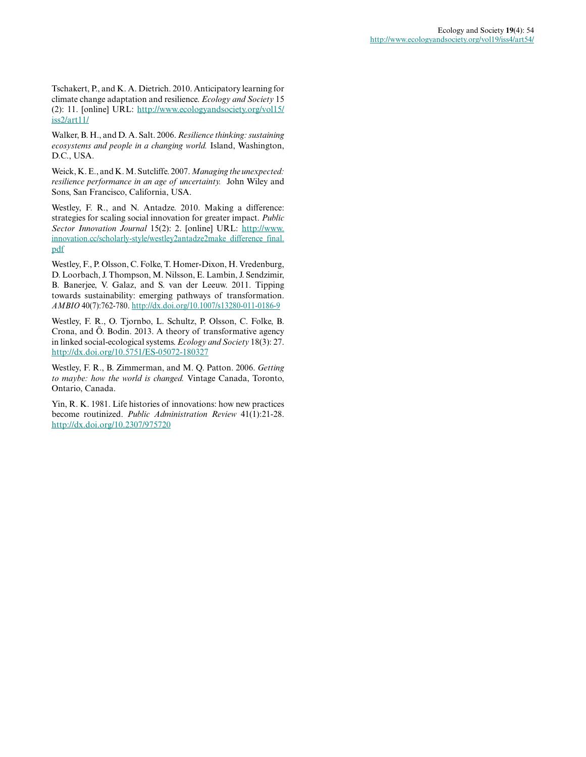Tschakert, P., and K. A. Dietrich. 2010. Anticipatory learning for climate change adaptation and resilience. *Ecology and Society* 15 (2): 11. [online] URL: http://www.ecologyandsociety.org/vol15/iss2/art11/

Walker, B. H., and D. A. Salt. 2006. *Resilience thinking: sustaining ecosystems and people in a changing world.* Island, Washington, D.C., USA.

Weick, K. E., and K. M. Sutcliffe. 2007. *Managing the unexpected: resilience performance in an age of uncertainty.* John Wiley and Sons, San Francisco, California, USA.

Westley, F. R., and N. Antadze. 2010. Making a difference: strategies for scaling social innovation for greater impact. *Public Sector Innovation Journal* 15(2): 2. [online] URL: http://www.innovation.cc/scholarly-style/westley2antadze2make_difference_final.pdf

Westley, F., P. Olsson, C. Folke, T. Homer-Dixon, H. Vredenburg, D. Loorbach, J. Thompson, M. Nilsson, E. Lambin, J. Sendzimir, B. Banerjee, V. Galaz, and S. van der Leeuw. 2011. Tipping towards sustainability: emerging pathways of transformation. *AMBIO* 40(7):762-780. http://dx.doi.org/10.1007/s13280-011-0186-9

Westley, F. R., O. Tjornbo, L. Schultz, P. Olsson, C. Folke, B. Crona, and Ö. Bodin. 2013. A theory of transformative agency in linked social-ecological systems. *Ecology and Society* 18(3): 27. http://dx.doi.org/10.5751/ES-05072-180327

Westley, F. R., B. Zimmerman, and M. Q. Patton. 2006. *Getting to maybe: how the world is changed.* Vintage Canada, Toronto, Ontario, Canada.

Yin, R. K. 1981. Life histories of innovations: how new practices become routinized. *Public Administration Review* 41(1):21-28. http://dx.doi.org/10.2307/975720